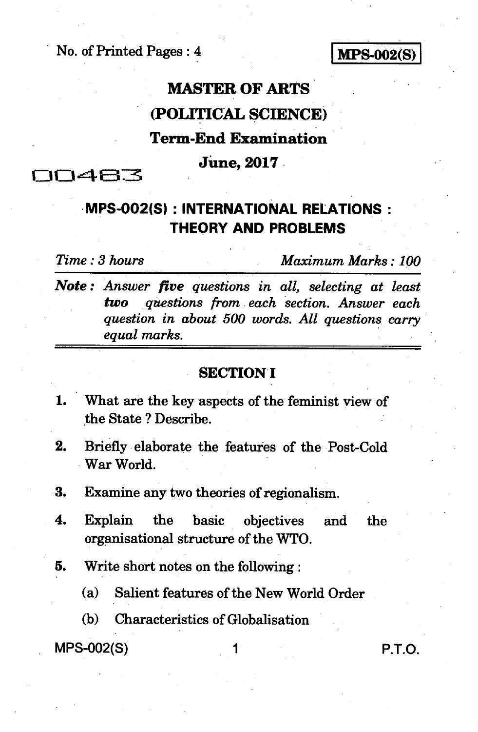No. of Printed Pages : 4

**MPS-002(S)**

# MASTER OF ARTS

# (POLITICAL SCIENCE)

## Term-End Examination

## June, 2017

00483

## MPS-002(S) : INTERNATIONAL RELATIONS : THEORY AND PROBLEMS

*Time : 3 hours* *Maximum Marks : 100*

***Note :*** *Answer* ***five*** *questions in all, selecting at least* ***two*** *questions from each section. Answer each question in about 500 words. All questions carry equal marks.*

### SECTION I

1. What are the key aspects of the feminist view of the State ? Describe.

2. Briefly elaborate the features of the Post-Cold War World.

3. Examine any two theories of regionalism.

4. Explain the basic objectives and the organisational structure of the WTO.

5. Write short notes on the following :

   (a) Salient features of the New World Order

   (b) Characteristics of Globalisation

P.T.O.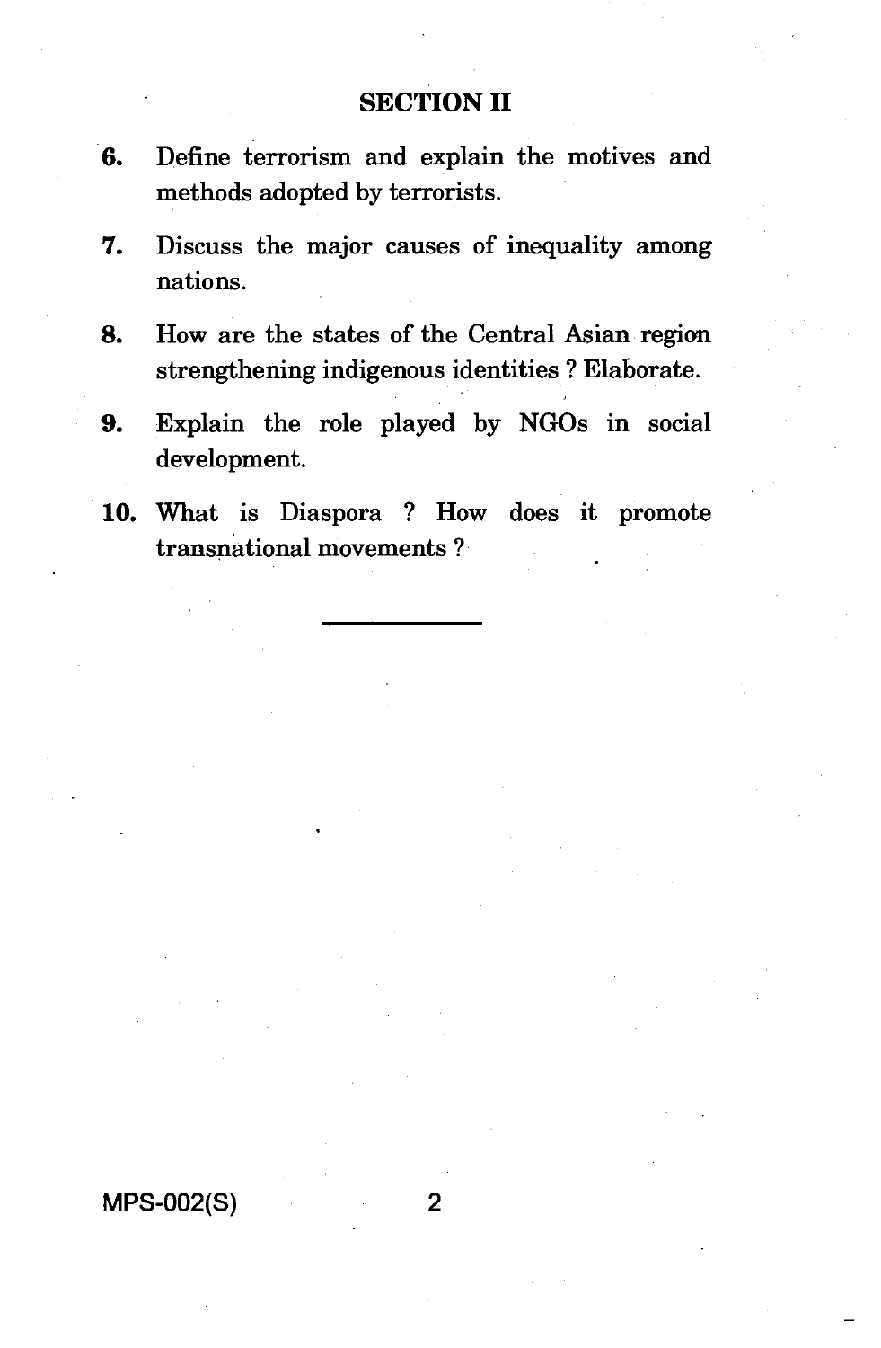## SECTION II

6. Define terrorism and explain the motives and methods adopted by terrorists.

7. Discuss the major causes of inequality among nations.

8. How are the states of the Central Asian region strengthening indigenous identities ? Elaborate.

9. Explain the role played by NGOs in social development.

10. What is Diaspora ? How does it promote transnational movements ?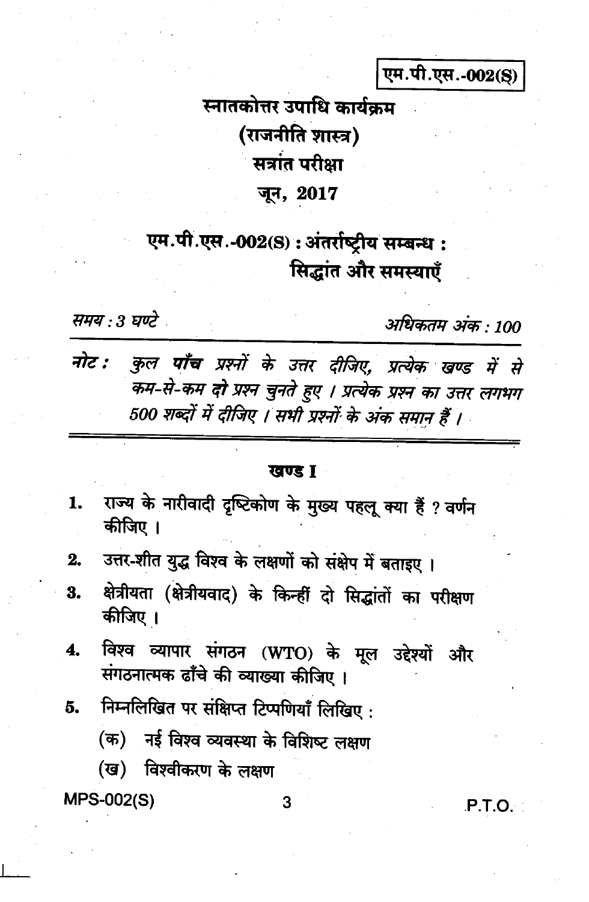एम.पी.एस.-002(S)

# स्नातकोत्तर उपाधि कार्यक्रम
# (राजनीति शास्त्र)
# सत्रांत परीक्षा
# जून, 2017

## एम.पी.एस.-002(S) : अंतर्राष्ट्रीय सम्बन्ध : सिद्धांत और समस्याएँ

*समय : 3 घण्टे* *अधिकतम अंक : 100*

*नोट : कुल **पाँच** प्रश्नों के उत्तर दीजिए, प्रत्येक खण्ड में से कम-से-कम **दो** प्रश्न चुनते हुए । प्रत्येक प्रश्न का उत्तर लगभग 500 शब्दों में दीजिए । सभी प्रश्नों के अंक समान हैं ।*

### खण्ड I

1. राज्य के नारीवादी दृष्टिकोण के मुख्य पहलू क्या हैं ? वर्णन कीजिए ।

2. उत्तर-शीत युद्ध विश्व के लक्षणों को संक्षेप में बताइए ।

3. क्षेत्रीयता (क्षेत्रीयवाद) के किन्हीं दो सिद्धांतों का परीक्षण कीजिए ।

4. विश्व व्यापार संगठन (WTO) के मूल उद्देश्यों और संगठनात्मक ढाँचे की व्याख्या कीजिए ।

5. निम्नलिखित पर संक्षिप्त टिप्पणियाँ लिखिए :

   (क) नई विश्व व्यवस्था के विशिष्ट लक्षण

   (ख) विश्वीकरण के लक्षण

P.T.O.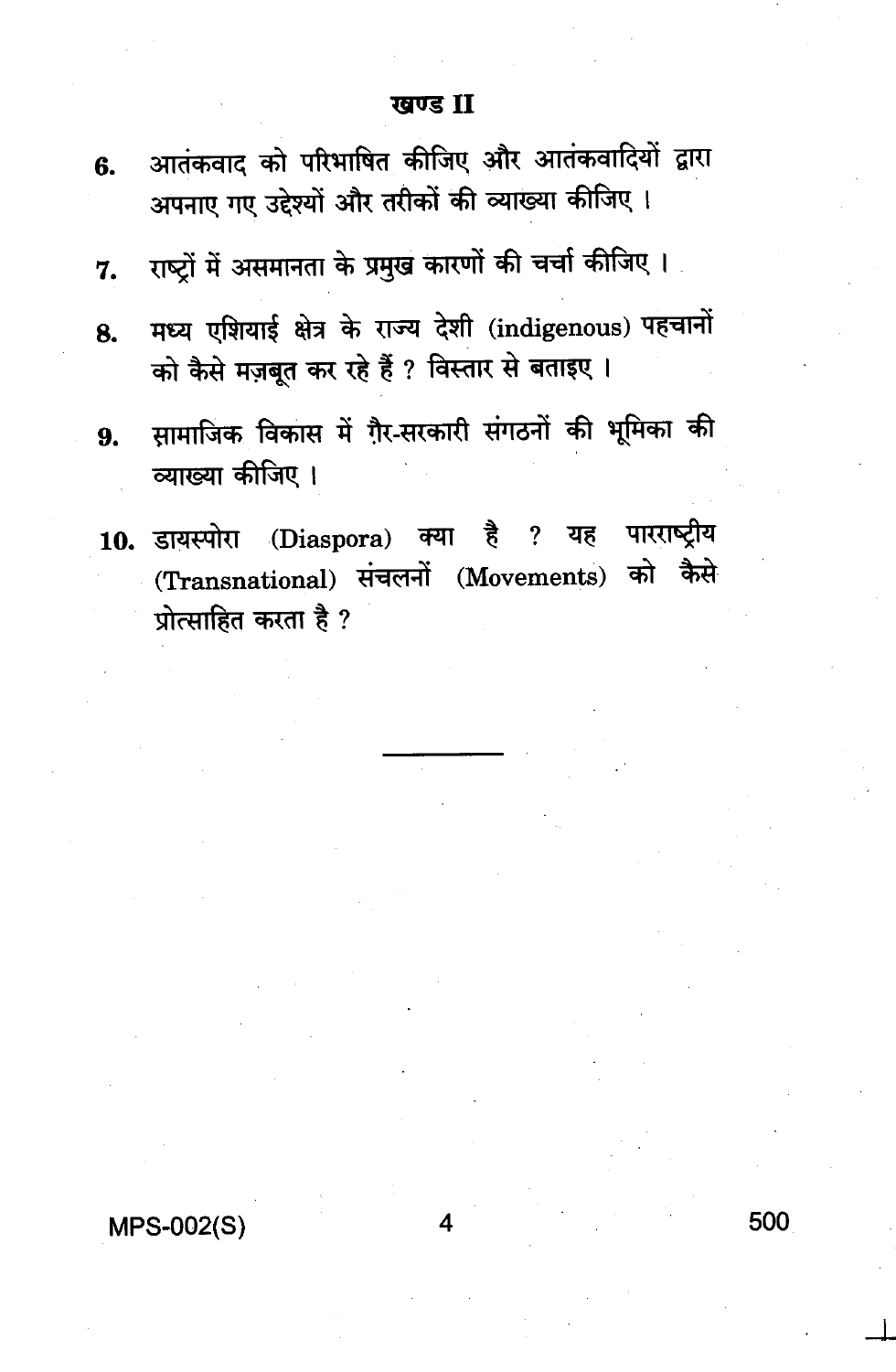## खण्ड II

6. आतंकवाद को परिभाषित कीजिए और आतंकवादियों द्वारा अपनाए गए उद्देश्यों और तरीकों की व्याख्या कीजिए ।

7. राष्ट्रों में असमानता के प्रमुख कारणों की चर्चा कीजिए ।

8. मध्य एशियाई क्षेत्र के राज्य देशी (indigenous) पहचानों को कैसे मज़बूत कर रहे हैं ? विस्तार से बताइए ।

9. सामाजिक विकास में ग़ैर-सरकारी संगठनों की भूमिका की व्याख्या कीजिए ।

10. डायस्पोरा (Diaspora) क्या है ? यह पारराष्ट्रीय (Transnational) संचलनों (Movements) को कैसे प्रोत्साहित करता है ?

---